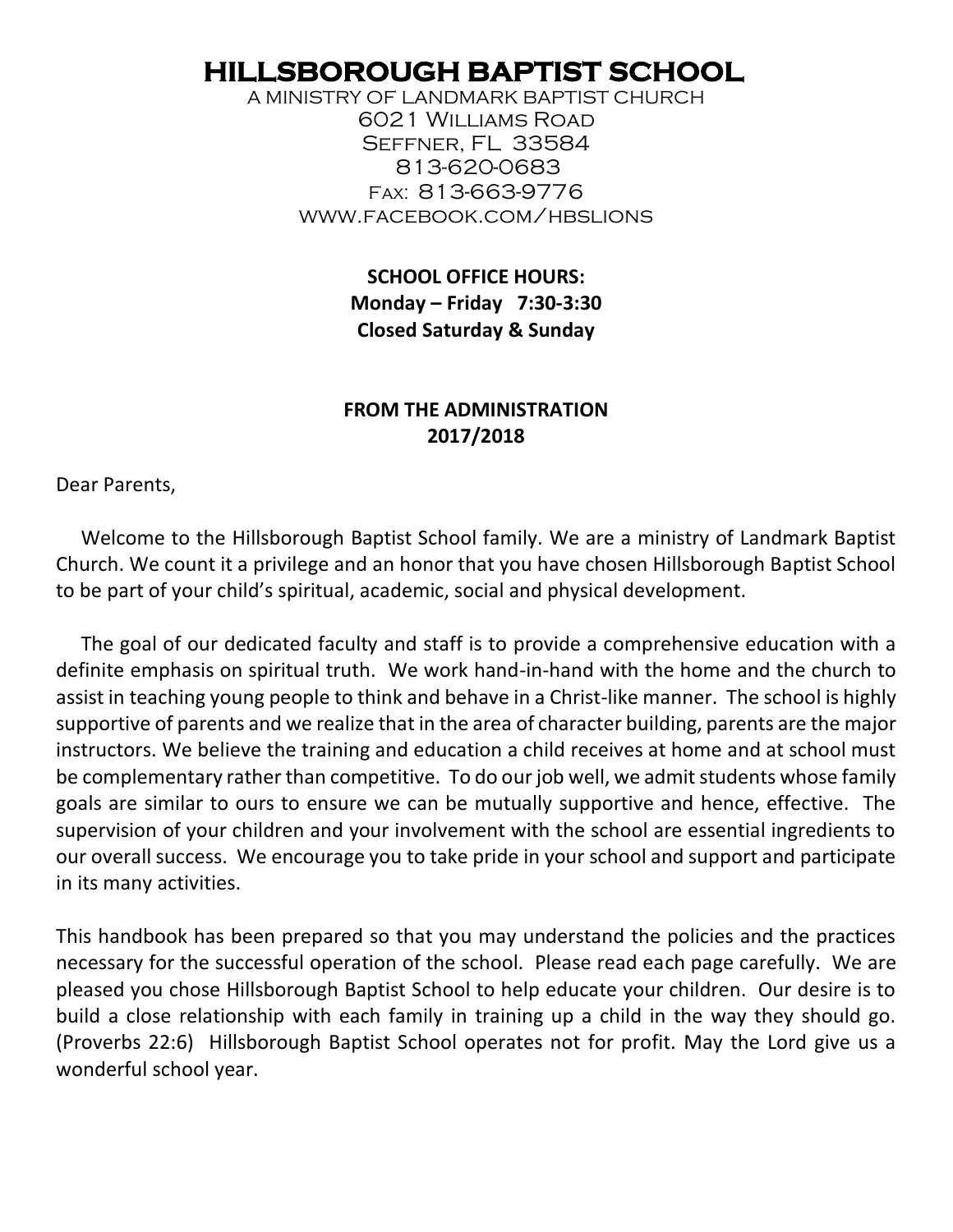# HILLSBOROUGH BAPTIST SCHOOL

A MINISTRY OF LANDMARK BAPTIST CHURCH
6021 Williams Road
Seffner, FL 33584
813-620-0683
Fax: 813-663-9776
www.facebook.com/hbslions

**SCHOOL OFFICE HOURS:**
**Monday – Friday 7:30-3:30**
**Closed Saturday & Sunday**

**FROM THE ADMINISTRATION**
**2017/2018**

Dear Parents,

Welcome to the Hillsborough Baptist School family. We are a ministry of Landmark Baptist Church. We count it a privilege and an honor that you have chosen Hillsborough Baptist School to be part of your child's spiritual, academic, social and physical development.

The goal of our dedicated faculty and staff is to provide a comprehensive education with a definite emphasis on spiritual truth. We work hand-in-hand with the home and the church to assist in teaching young people to think and behave in a Christ-like manner. The school is highly supportive of parents and we realize that in the area of character building, parents are the major instructors. We believe the training and education a child receives at home and at school must be complementary rather than competitive. To do our job well, we admit students whose family goals are similar to ours to ensure we can be mutually supportive and hence, effective. The supervision of your children and your involvement with the school are essential ingredients to our overall success. We encourage you to take pride in your school and support and participate in its many activities.

This handbook has been prepared so that you may understand the policies and the practices necessary for the successful operation of the school. Please read each page carefully. We are pleased you chose Hillsborough Baptist School to help educate your children. Our desire is to build a close relationship with each family in training up a child in the way they should go. (Proverbs 22:6) Hillsborough Baptist School operates not for profit. May the Lord give us a wonderful school year.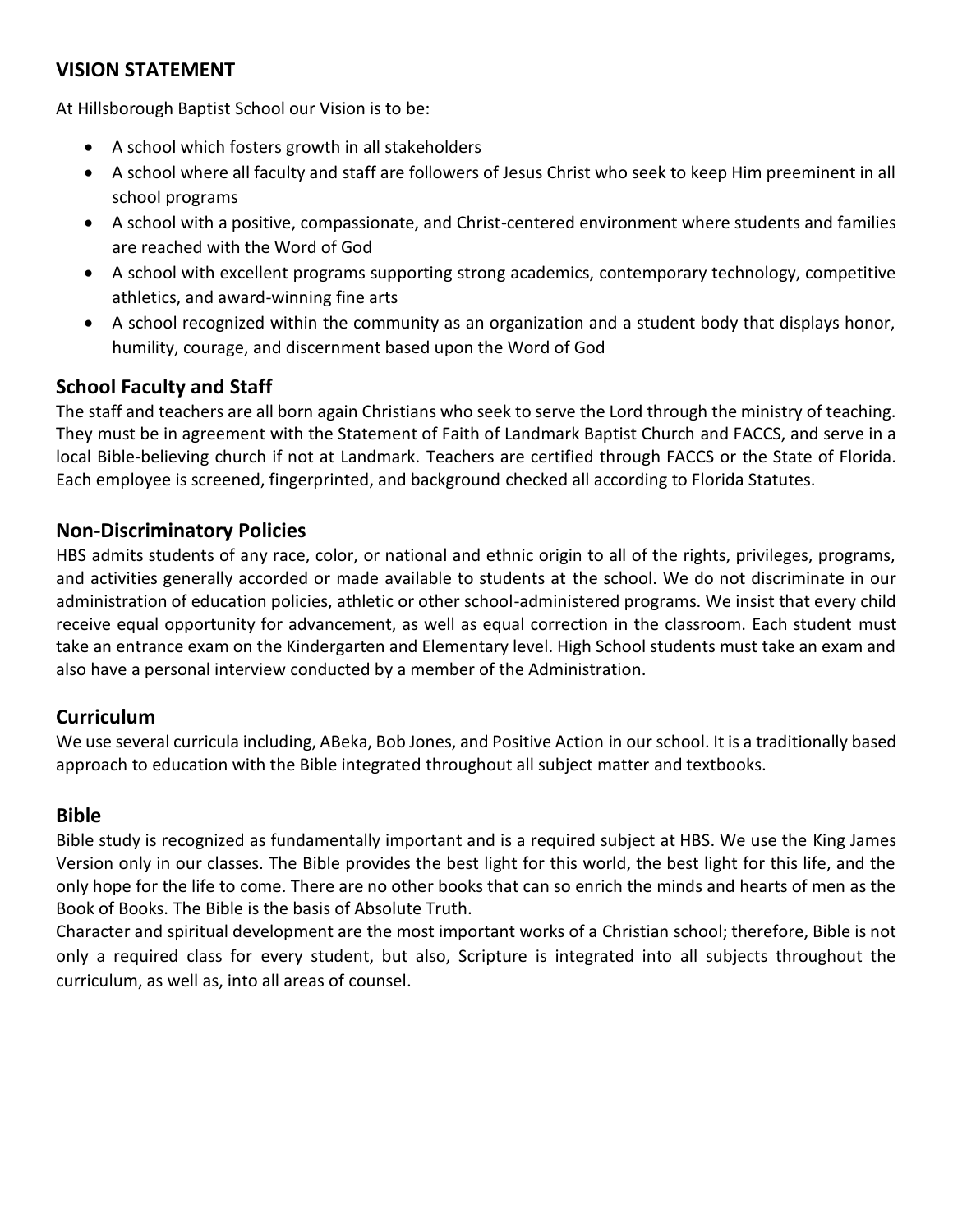## VISION STATEMENT

At Hillsborough Baptist School our Vision is to be:

- A school which fosters growth in all stakeholders
- A school where all faculty and staff are followers of Jesus Christ who seek to keep Him preeminent in all school programs
- A school with a positive, compassionate, and Christ-centered environment where students and families are reached with the Word of God
- A school with excellent programs supporting strong academics, contemporary technology, competitive athletics, and award-winning fine arts
- A school recognized within the community as an organization and a student body that displays honor, humility, courage, and discernment based upon the Word of God

## School Faculty and Staff

The staff and teachers are all born again Christians who seek to serve the Lord through the ministry of teaching. They must be in agreement with the Statement of Faith of Landmark Baptist Church and FACCS, and serve in a local Bible-believing church if not at Landmark. Teachers are certified through FACCS or the State of Florida. Each employee is screened, fingerprinted, and background checked all according to Florida Statutes.

## Non-Discriminatory Policies

HBS admits students of any race, color, or national and ethnic origin to all of the rights, privileges, programs, and activities generally accorded or made available to students at the school. We do not discriminate in our administration of education policies, athletic or other school-administered programs. We insist that every child receive equal opportunity for advancement, as well as equal correction in the classroom. Each student must take an entrance exam on the Kindergarten and Elementary level. High School students must take an exam and also have a personal interview conducted by a member of the Administration.

## Curriculum

We use several curricula including, ABeka, Bob Jones, and Positive Action in our school. It is a traditionally based approach to education with the Bible integrated throughout all subject matter and textbooks.

## Bible

Bible study is recognized as fundamentally important and is a required subject at HBS. We use the King James Version only in our classes. The Bible provides the best light for this world, the best light for this life, and the only hope for the life to come. There are no other books that can so enrich the minds and hearts of men as the Book of Books. The Bible is the basis of Absolute Truth.

Character and spiritual development are the most important works of a Christian school; therefore, Bible is not only a required class for every student, but also, Scripture is integrated into all subjects throughout the curriculum, as well as, into all areas of counsel.